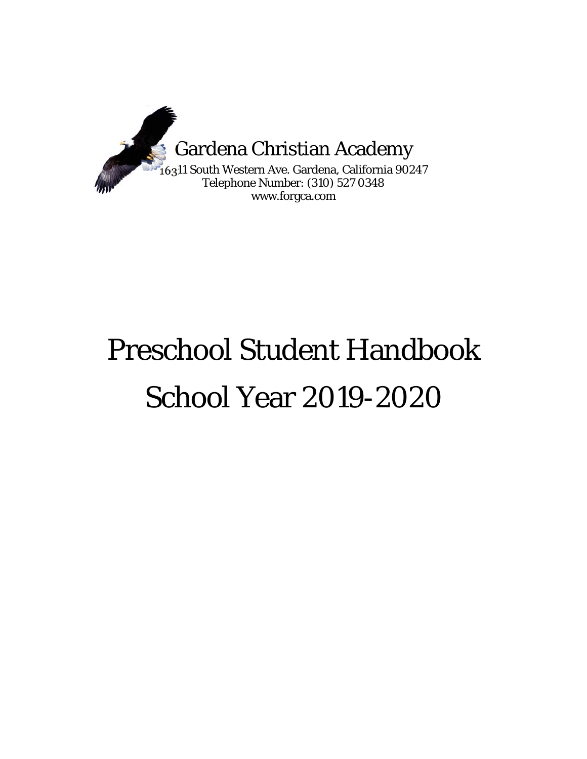Gardena Christian Academy

16311 South Western Ave. Gardena, California 90247

Telephone Number: (310) 527 0348

www.forgca.com

# Preschool Student Handbook

# School Year 2019-2020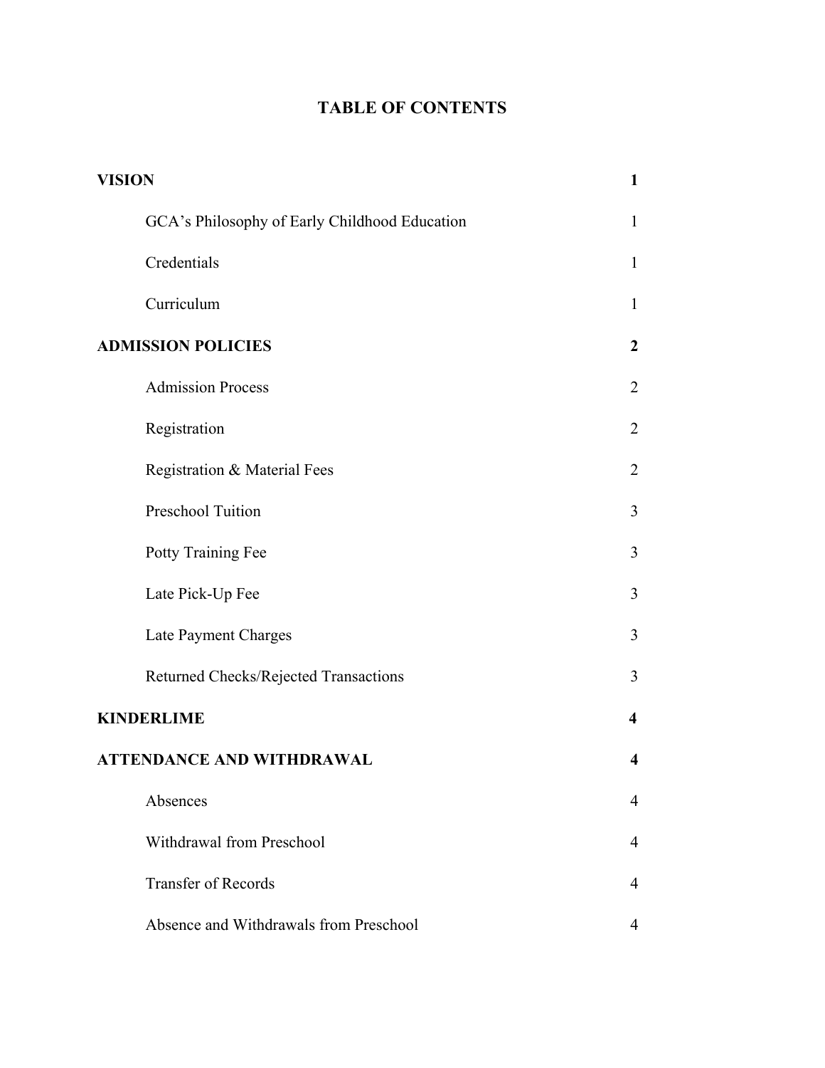# TABLE OF CONTENTS

| | |
|---|---|
| **VISION** | **1** |
| GCA's Philosophy of Early Childhood Education | 1 |
| Credentials | 1 |
| Curriculum | 1 |
| **ADMISSION POLICIES** | **2** |
| Admission Process | 2 |
| Registration | 2 |
| Registration & Material Fees | 2 |
| Preschool Tuition | 3 |
| Potty Training Fee | 3 |
| Late Pick-Up Fee | 3 |
| Late Payment Charges | 3 |
| Returned Checks/Rejected Transactions | 3 |
| **KINDERLIME** | **4** |
| **ATTENDANCE AND WITHDRAWAL** | **4** |
| Absences | 4 |
| Withdrawal from Preschool | 4 |
| Transfer of Records | 4 |
| Absence and Withdrawals from Preschool | 4 |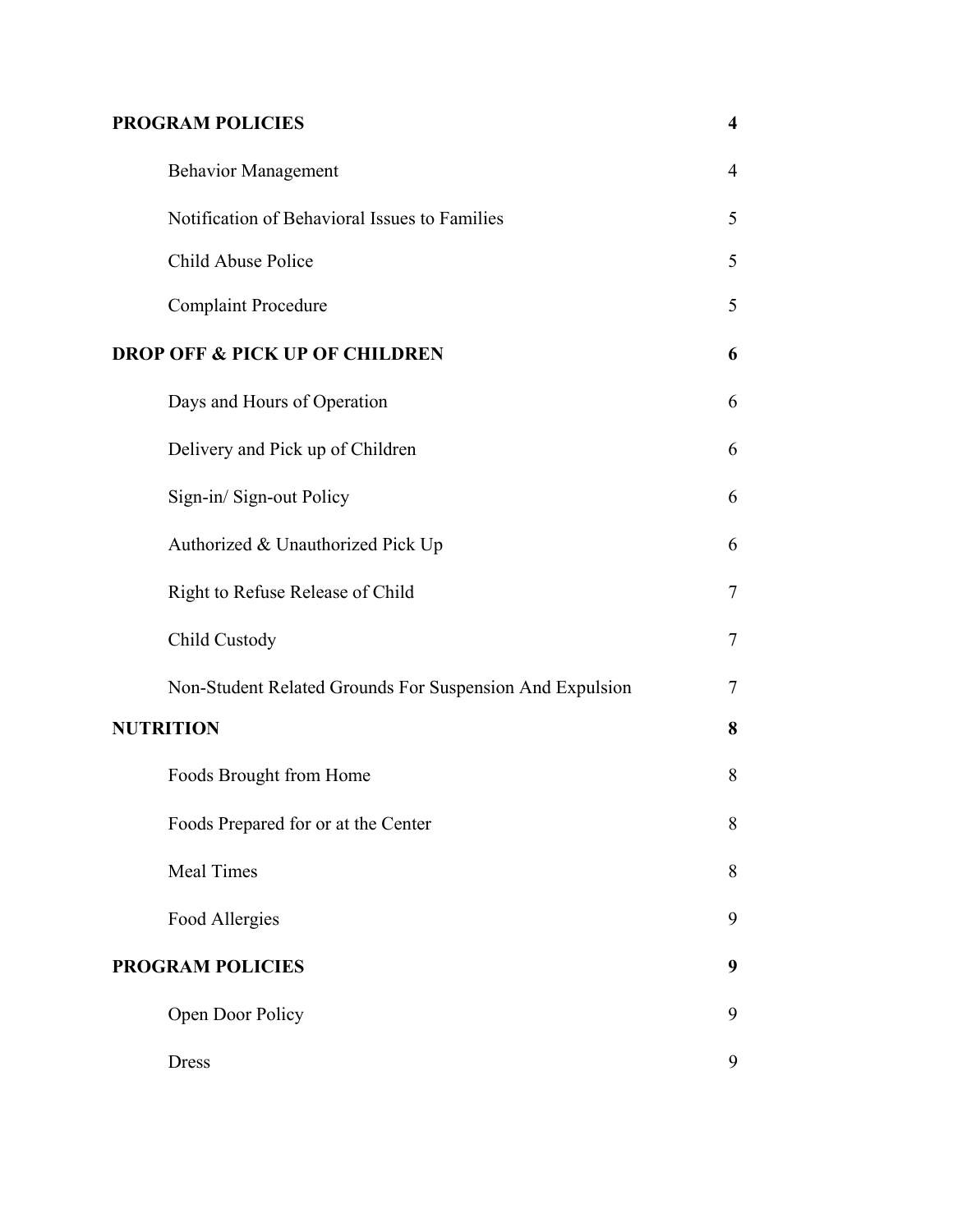| | |
|---|---|
| **PROGRAM POLICIES** | **4** |
| Behavior Management | 4 |
| Notification of Behavioral Issues to Families | 5 |
| Child Abuse Police | 5 |
| Complaint Procedure | 5 |
| **DROP OFF & PICK UP OF CHILDREN** | **6** |
| Days and Hours of Operation | 6 |
| Delivery and Pick up of Children | 6 |
| Sign-in/ Sign-out Policy | 6 |
| Authorized & Unauthorized Pick Up | 6 |
| Right to Refuse Release of Child | 7 |
| Child Custody | 7 |
| Non-Student Related Grounds For Suspension And Expulsion | 7 |
| **NUTRITION** | **8** |
| Foods Brought from Home | 8 |
| Foods Prepared for or at the Center | 8 |
| Meal Times | 8 |
| Food Allergies | 9 |
| **PROGRAM POLICIES** | **9** |
| Open Door Policy | 9 |
| Dress | 9 |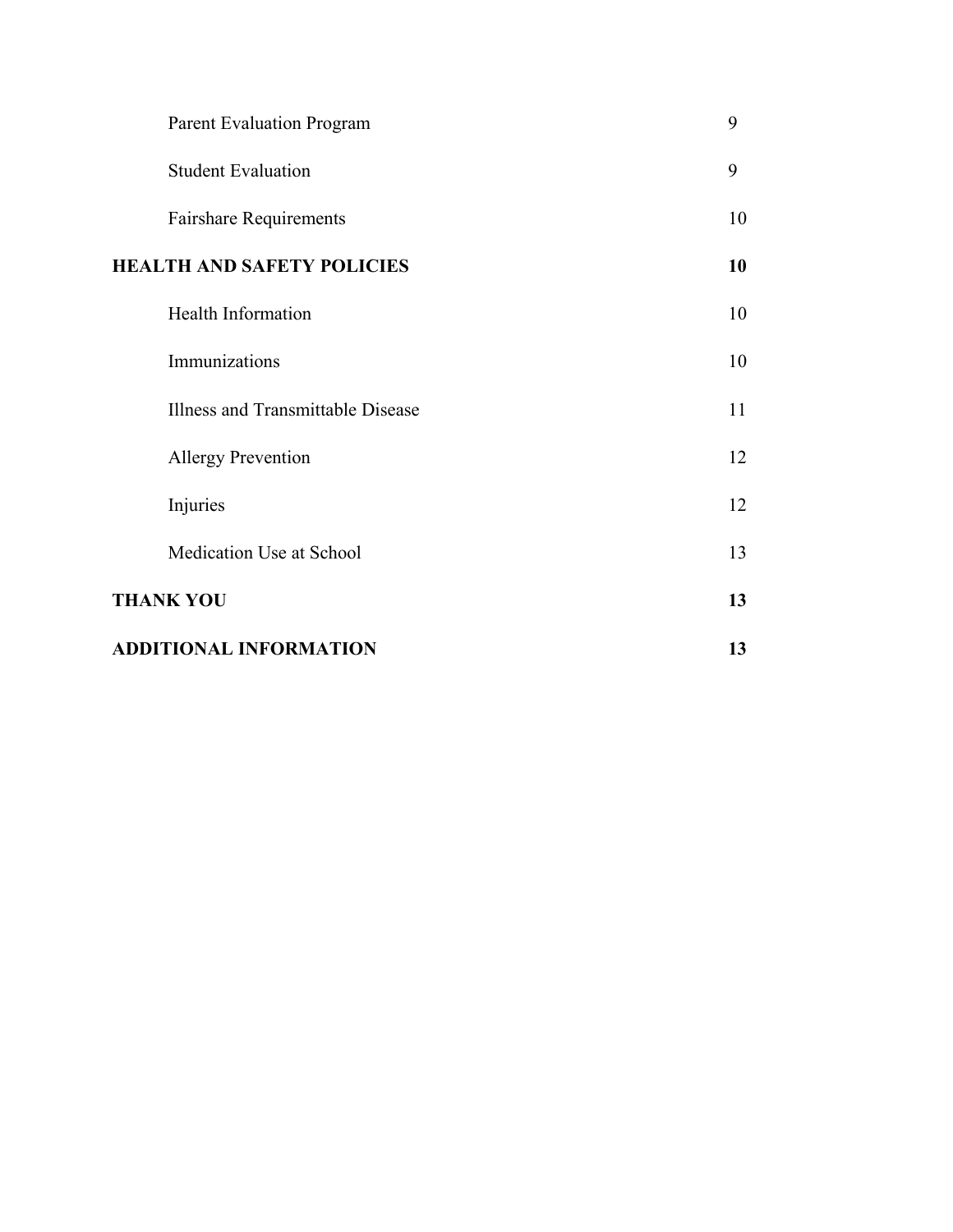| | |
|---|---|
| Parent Evaluation Program | 9 |
| Student Evaluation | 9 |
| Fairshare Requirements | 10 |
| **HEALTH AND SAFETY POLICIES** | **10** |
| Health Information | 10 |
| Immunizations | 10 |
| Illness and Transmittable Disease | 11 |
| Allergy Prevention | 12 |
| Injuries | 12 |
| Medication Use at School | 13 |
| **THANK YOU** | **13** |
| **ADDITIONAL INFORMATION** | **13** |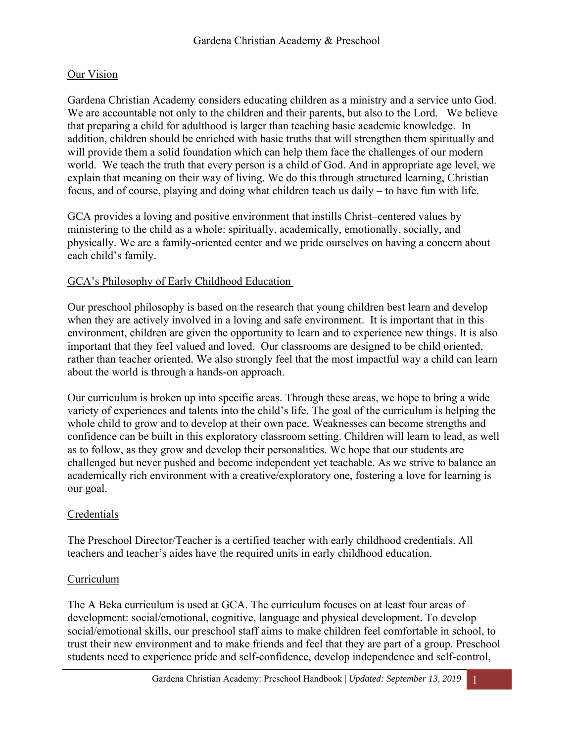## Our Vision

Gardena Christian Academy considers educating children as a ministry and a service unto God. We are accountable not only to the children and their parents, but also to the Lord. We believe that preparing a child for adulthood is larger than teaching basic academic knowledge. In addition, children should be enriched with basic truths that will strengthen them spiritually and will provide them a solid foundation which can help them face the challenges of our modern world. We teach the truth that every person is a child of God. And in appropriate age level, we explain that meaning on their way of living. We do this through structured learning, Christian focus, and of course, playing and doing what children teach us daily – to have fun with life.

GCA provides a loving and positive environment that instills Christ–centered values by ministering to the child as a whole: spiritually, academically, emotionally, socially, and physically. We are a family-oriented center and we pride ourselves on having a concern about each child's family.

## GCA's Philosophy of Early Childhood Education

Our preschool philosophy is based on the research that young children best learn and develop when they are actively involved in a loving and safe environment. It is important that in this environment, children are given the opportunity to learn and to experience new things. It is also important that they feel valued and loved. Our classrooms are designed to be child oriented, rather than teacher oriented. We also strongly feel that the most impactful way a child can learn about the world is through a hands-on approach.

Our curriculum is broken up into specific areas. Through these areas, we hope to bring a wide variety of experiences and talents into the child's life. The goal of the curriculum is helping the whole child to grow and to develop at their own pace. Weaknesses can become strengths and confidence can be built in this exploratory classroom setting. Children will learn to lead, as well as to follow, as they grow and develop their personalities. We hope that our students are challenged but never pushed and become independent yet teachable. As we strive to balance an academically rich environment with a creative/exploratory one, fostering a love for learning is our goal.

## Credentials

The Preschool Director/Teacher is a certified teacher with early childhood credentials. All teachers and teacher's aides have the required units in early childhood education.

## Curriculum

The A Beka curriculum is used at GCA. The curriculum focuses on at least four areas of development: social/emotional, cognitive, language and physical development. To develop social/emotional skills, our preschool staff aims to make children feel comfortable in school, to trust their new environment and to make friends and feel that they are part of a group. Preschool students need to experience pride and self-confidence, develop independence and self-control,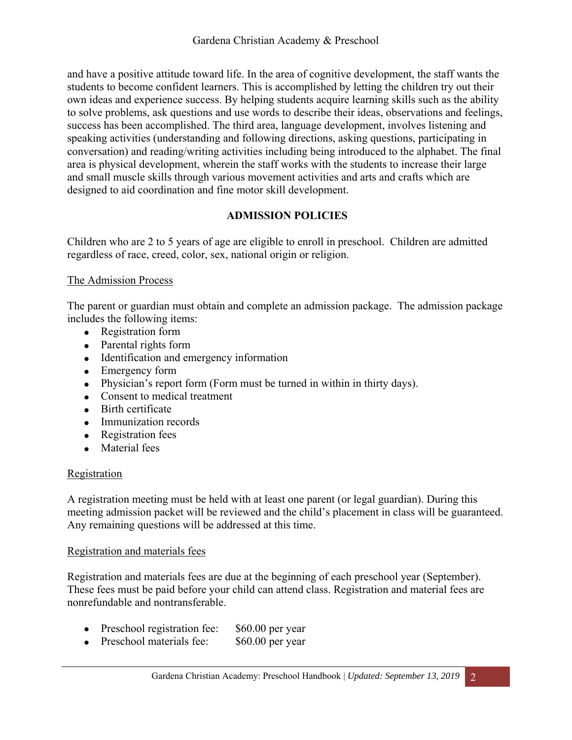and have a positive attitude toward life. In the area of cognitive development, the staff wants the students to become confident learners. This is accomplished by letting the children try out their own ideas and experience success. By helping students acquire learning skills such as the ability to solve problems, ask questions and use words to describe their ideas, observations and feelings, success has been accomplished. The third area, language development, involves listening and speaking activities (understanding and following directions, asking questions, participating in conversation) and reading/writing activities including being introduced to the alphabet. The final area is physical development, wherein the staff works with the students to increase their large and small muscle skills through various movement activities and arts and crafts which are designed to aid coordination and fine motor skill development.

## ADMISSION POLICIES

Children who are 2 to 5 years of age are eligible to enroll in preschool. Children are admitted regardless of race, creed, color, sex, national origin or religion.

### The Admission Process

The parent or guardian must obtain and complete an admission package. The admission package includes the following items:

- Registration form
- Parental rights form
- Identification and emergency information
- Emergency form
- Physician's report form (Form must be turned in within in thirty days).
- Consent to medical treatment
- Birth certificate
- Immunization records
- Registration fees
- Material fees

### Registration

A registration meeting must be held with at least one parent (or legal guardian). During this meeting admission packet will be reviewed and the child's placement in class will be guaranteed. Any remaining questions will be addressed at this time.

### Registration and materials fees

Registration and materials fees are due at the beginning of each preschool year (September). These fees must be paid before your child can attend class. Registration and material fees are nonrefundable and nontransferable.

- Preschool registration fee: $60.00 per year
- Preschool materials fee: $60.00 per year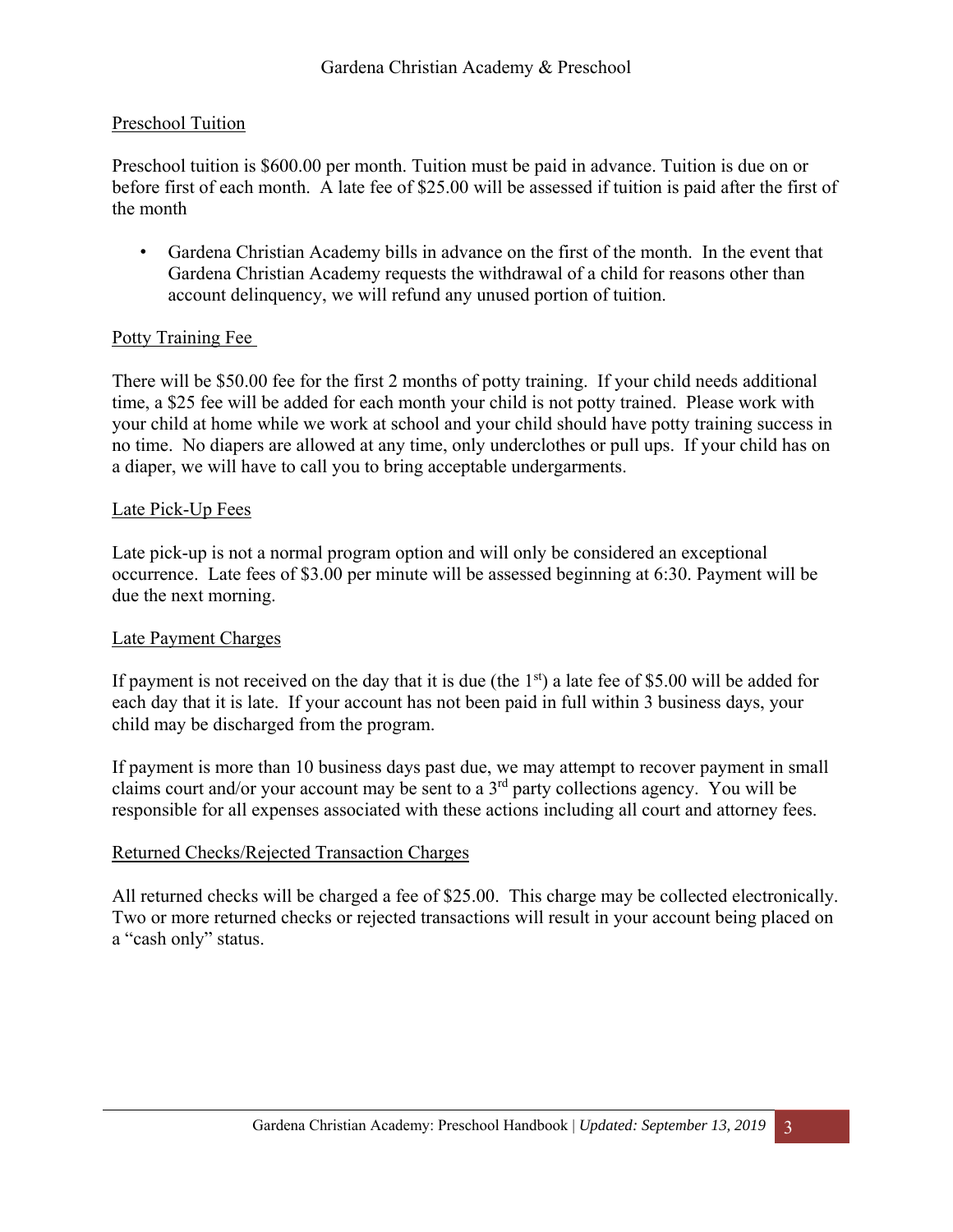## Preschool Tuition

Preschool tuition is $600.00 per month. Tuition must be paid in advance. Tuition is due on or before first of each month. A late fee of $25.00 will be assessed if tuition is paid after the first of the month

- Gardena Christian Academy bills in advance on the first of the month. In the event that Gardena Christian Academy requests the withdrawal of a child for reasons other than account delinquency, we will refund any unused portion of tuition.

## Potty Training Fee

There will be $50.00 fee for the first 2 months of potty training. If your child needs additional time, a $25 fee will be added for each month your child is not potty trained. Please work with your child at home while we work at school and your child should have potty training success in no time. No diapers are allowed at any time, only underclothes or pull ups. If your child has on a diaper, we will have to call you to bring acceptable undergarments.

## Late Pick-Up Fees

Late pick-up is not a normal program option and will only be considered an exceptional occurrence. Late fees of $3.00 per minute will be assessed beginning at 6:30. Payment will be due the next morning.

## Late Payment Charges

If payment is not received on the day that it is due (the 1st) a late fee of $5.00 will be added for each day that it is late. If your account has not been paid in full within 3 business days, your child may be discharged from the program.

If payment is more than 10 business days past due, we may attempt to recover payment in small claims court and/or your account may be sent to a 3rd party collections agency. You will be responsible for all expenses associated with these actions including all court and attorney fees.

## Returned Checks/Rejected Transaction Charges

All returned checks will be charged a fee of $25.00. This charge may be collected electronically. Two or more returned checks or rejected transactions will result in your account being placed on a "cash only" status.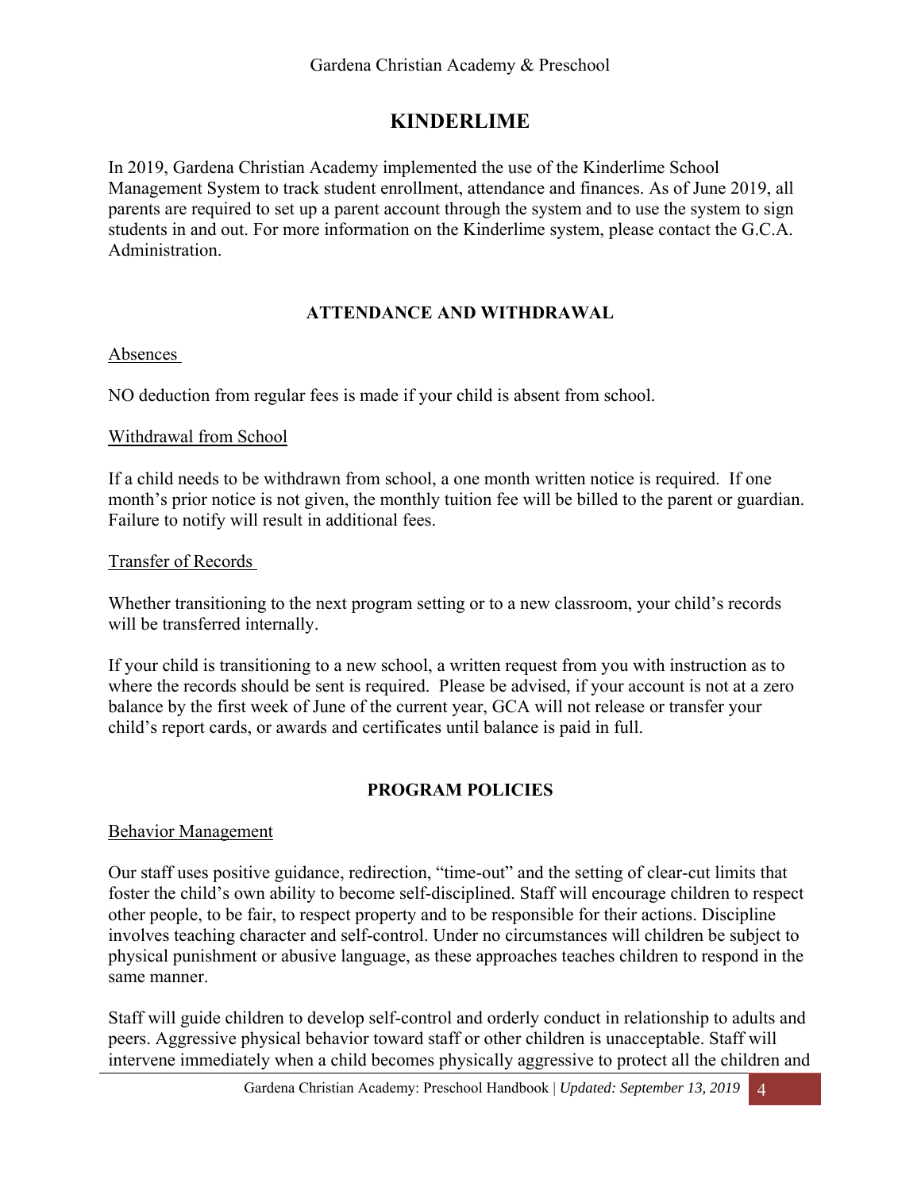## KINDERLIME

In 2019, Gardena Christian Academy implemented the use of the Kinderlime School Management System to track student enrollment, attendance and finances. As of June 2019, all parents are required to set up a parent account through the system and to use the system to sign students in and out. For more information on the Kinderlime system, please contact the G.C.A. Administration.

### ATTENDANCE AND WITHDRAWAL

Absences

NO deduction from regular fees is made if your child is absent from school.

Withdrawal from School

If a child needs to be withdrawn from school, a one month written notice is required. If one month's prior notice is not given, the monthly tuition fee will be billed to the parent or guardian. Failure to notify will result in additional fees.

Transfer of Records

Whether transitioning to the next program setting or to a new classroom, your child's records will be transferred internally.

If your child is transitioning to a new school, a written request from you with instruction as to where the records should be sent is required. Please be advised, if your account is not at a zero balance by the first week of June of the current year, GCA will not release or transfer your child's report cards, or awards and certificates until balance is paid in full.

### PROGRAM POLICIES

Behavior Management

Our staff uses positive guidance, redirection, "time-out" and the setting of clear-cut limits that foster the child's own ability to become self-disciplined. Staff will encourage children to respect other people, to be fair, to respect property and to be responsible for their actions. Discipline involves teaching character and self-control. Under no circumstances will children be subject to physical punishment or abusive language, as these approaches teaches children to respond in the same manner.

Staff will guide children to develop self-control and orderly conduct in relationship to adults and peers. Aggressive physical behavior toward staff or other children is unacceptable. Staff will intervene immediately when a child becomes physically aggressive to protect all the children and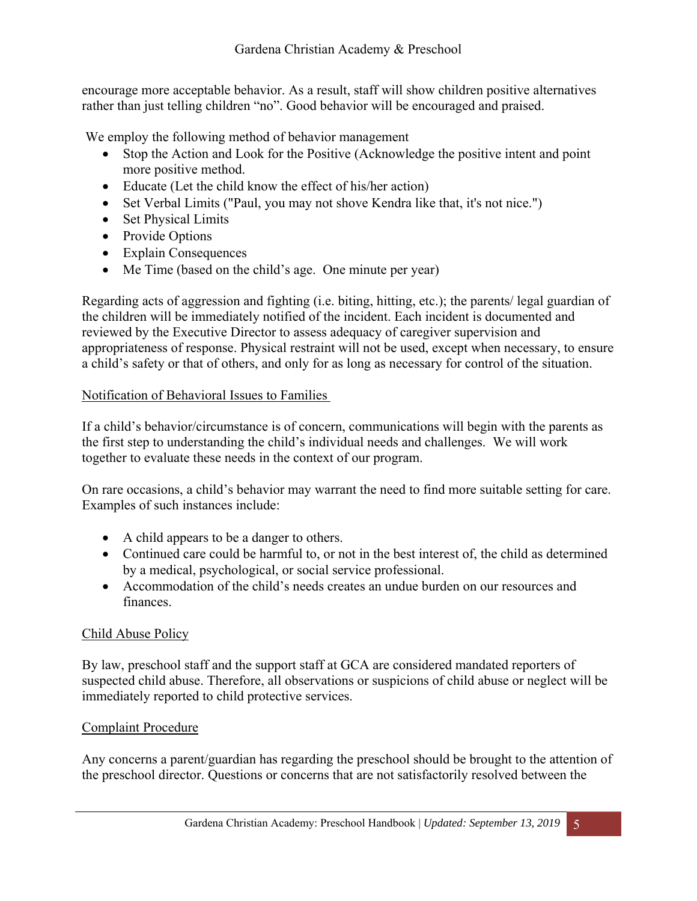encourage more acceptable behavior. As a result, staff will show children positive alternatives rather than just telling children "no". Good behavior will be encouraged and praised.

We employ the following method of behavior management

- Stop the Action and Look for the Positive (Acknowledge the positive intent and point more positive method.
- Educate (Let the child know the effect of his/her action)
- Set Verbal Limits ("Paul, you may not shove Kendra like that, it's not nice.")
- Set Physical Limits
- Provide Options
- Explain Consequences
- Me Time (based on the child's age. One minute per year)

Regarding acts of aggression and fighting (i.e. biting, hitting, etc.); the parents/ legal guardian of the children will be immediately notified of the incident. Each incident is documented and reviewed by the Executive Director to assess adequacy of caregiver supervision and appropriateness of response. Physical restraint will not be used, except when necessary, to ensure a child's safety or that of others, and only for as long as necessary for control of the situation.

<u>Notification of Behavioral Issues to Families</u>

If a child's behavior/circumstance is of concern, communications will begin with the parents as the first step to understanding the child's individual needs and challenges. We will work together to evaluate these needs in the context of our program.

On rare occasions, a child's behavior may warrant the need to find more suitable setting for care. Examples of such instances include:

- A child appears to be a danger to others.
- Continued care could be harmful to, or not in the best interest of, the child as determined by a medical, psychological, or social service professional.
- Accommodation of the child's needs creates an undue burden on our resources and finances.

<u>Child Abuse Policy</u>

By law, preschool staff and the support staff at GCA are considered mandated reporters of suspected child abuse. Therefore, all observations or suspicions of child abuse or neglect will be immediately reported to child protective services.

<u>Complaint Procedure</u>

Any concerns a parent/guardian has regarding the preschool should be brought to the attention of the preschool director. Questions or concerns that are not satisfactorily resolved between the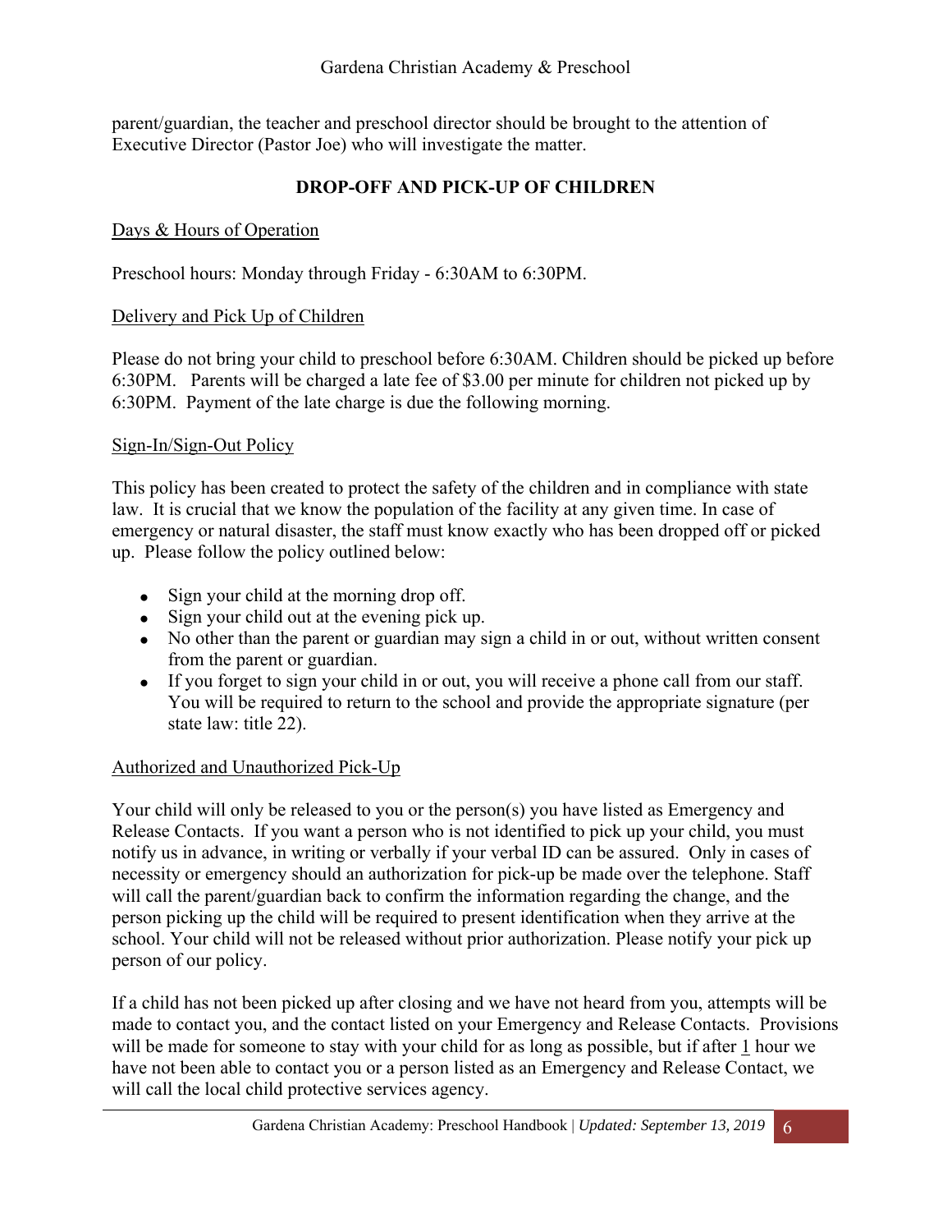parent/guardian, the teacher and preschool director should be brought to the attention of Executive Director (Pastor Joe) who will investigate the matter.

## DROP-OFF AND PICK-UP OF CHILDREN

### Days & Hours of Operation

Preschool hours: Monday through Friday - 6:30AM to 6:30PM.

### Delivery and Pick Up of Children

Please do not bring your child to preschool before 6:30AM. Children should be picked up before 6:30PM. Parents will be charged a late fee of $3.00 per minute for children not picked up by 6:30PM. Payment of the late charge is due the following morning.

### Sign-In/Sign-Out Policy

This policy has been created to protect the safety of the children and in compliance with state law. It is crucial that we know the population of the facility at any given time. In case of emergency or natural disaster, the staff must know exactly who has been dropped off or picked up. Please follow the policy outlined below:

- Sign your child at the morning drop off.
- Sign your child out at the evening pick up.
- No other than the parent or guardian may sign a child in or out, without written consent from the parent or guardian.
- If you forget to sign your child in or out, you will receive a phone call from our staff. You will be required to return to the school and provide the appropriate signature (per state law: title 22).

### Authorized and Unauthorized Pick-Up

Your child will only be released to you or the person(s) you have listed as Emergency and Release Contacts. If you want a person who is not identified to pick up your child, you must notify us in advance, in writing or verbally if your verbal ID can be assured. Only in cases of necessity or emergency should an authorization for pick-up be made over the telephone. Staff will call the parent/guardian back to confirm the information regarding the change, and the person picking up the child will be required to present identification when they arrive at the school. Your child will not be released without prior authorization. Please notify your pick up person of our policy.

If a child has not been picked up after closing and we have not heard from you, attempts will be made to contact you, and the contact listed on your Emergency and Release Contacts. Provisions will be made for someone to stay with your child for as long as possible, but if after 1 hour we have not been able to contact you or a person listed as an Emergency and Release Contact, we will call the local child protective services agency.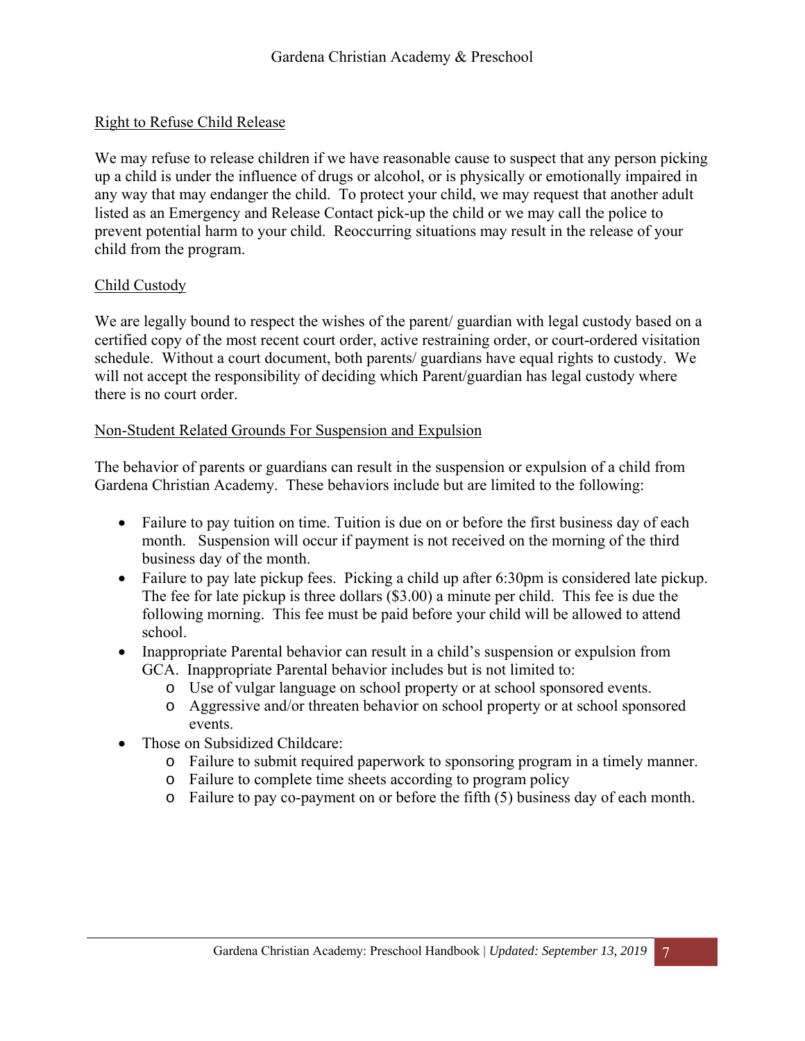## Right to Refuse Child Release

We may refuse to release children if we have reasonable cause to suspect that any person picking up a child is under the influence of drugs or alcohol, or is physically or emotionally impaired in any way that may endanger the child. To protect your child, we may request that another adult listed as an Emergency and Release Contact pick-up the child or we may call the police to prevent potential harm to your child. Reoccurring situations may result in the release of your child from the program.

## Child Custody

We are legally bound to respect the wishes of the parent/ guardian with legal custody based on a certified copy of the most recent court order, active restraining order, or court-ordered visitation schedule. Without a court document, both parents/ guardians have equal rights to custody. We will not accept the responsibility of deciding which Parent/guardian has legal custody where there is no court order.

## Non-Student Related Grounds For Suspension and Expulsion

The behavior of parents or guardians can result in the suspension or expulsion of a child from Gardena Christian Academy. These behaviors include but are limited to the following:

- Failure to pay tuition on time. Tuition is due on or before the first business day of each month. Suspension will occur if payment is not received on the morning of the third business day of the month.
- Failure to pay late pickup fees. Picking a child up after 6:30pm is considered late pickup. The fee for late pickup is three dollars ($3.00) a minute per child. This fee is due the following morning. This fee must be paid before your child will be allowed to attend school.
- Inappropriate Parental behavior can result in a child's suspension or expulsion from GCA. Inappropriate Parental behavior includes but is not limited to:
  - Use of vulgar language on school property or at school sponsored events.
  - Aggressive and/or threaten behavior on school property or at school sponsored events.
- Those on Subsidized Childcare:
  - Failure to submit required paperwork to sponsoring program in a timely manner.
  - Failure to complete time sheets according to program policy
  - Failure to pay co-payment on or before the fifth (5) business day of each month.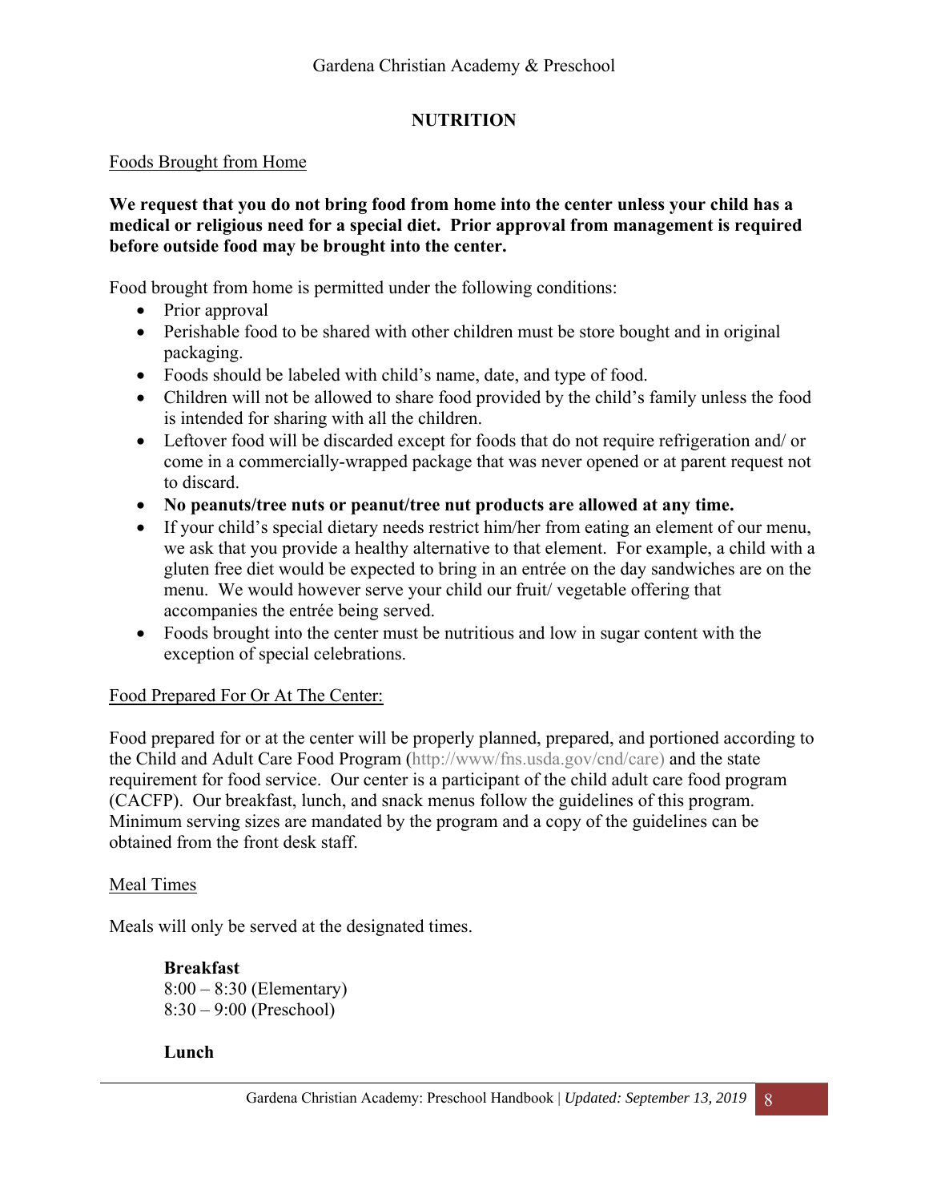## NUTRITION

Foods Brought from Home

**We request that you do not bring food from home into the center unless your child has a medical or religious need for a special diet. Prior approval from management is required before outside food may be brought into the center.**

Food brought from home is permitted under the following conditions:

- Prior approval
- Perishable food to be shared with other children must be store bought and in original packaging.
- Foods should be labeled with child's name, date, and type of food.
- Children will not be allowed to share food provided by the child's family unless the food is intended for sharing with all the children.
- Leftover food will be discarded except for foods that do not require refrigeration and/ or come in a commercially-wrapped package that was never opened or at parent request not to discard.
- **No peanuts/tree nuts or peanut/tree nut products are allowed at any time.**
- If your child's special dietary needs restrict him/her from eating an element of our menu, we ask that you provide a healthy alternative to that element. For example, a child with a gluten free diet would be expected to bring in an entrée on the day sandwiches are on the menu. We would however serve your child our fruit/ vegetable offering that accompanies the entrée being served.
- Foods brought into the center must be nutritious and low in sugar content with the exception of special celebrations.

Food Prepared For Or At The Center:

Food prepared for or at the center will be properly planned, prepared, and portioned according to the Child and Adult Care Food Program (http://www/fns.usda.gov/cnd/care) and the state requirement for food service. Our center is a participant of the child adult care food program (CACFP). Our breakfast, lunch, and snack menus follow the guidelines of this program. Minimum serving sizes are mandated by the program and a copy of the guidelines can be obtained from the front desk staff.

Meal Times

Meals will only be served at the designated times.

**Breakfast**
8:00 – 8:30 (Elementary)
8:30 – 9:00 (Preschool)

**Lunch**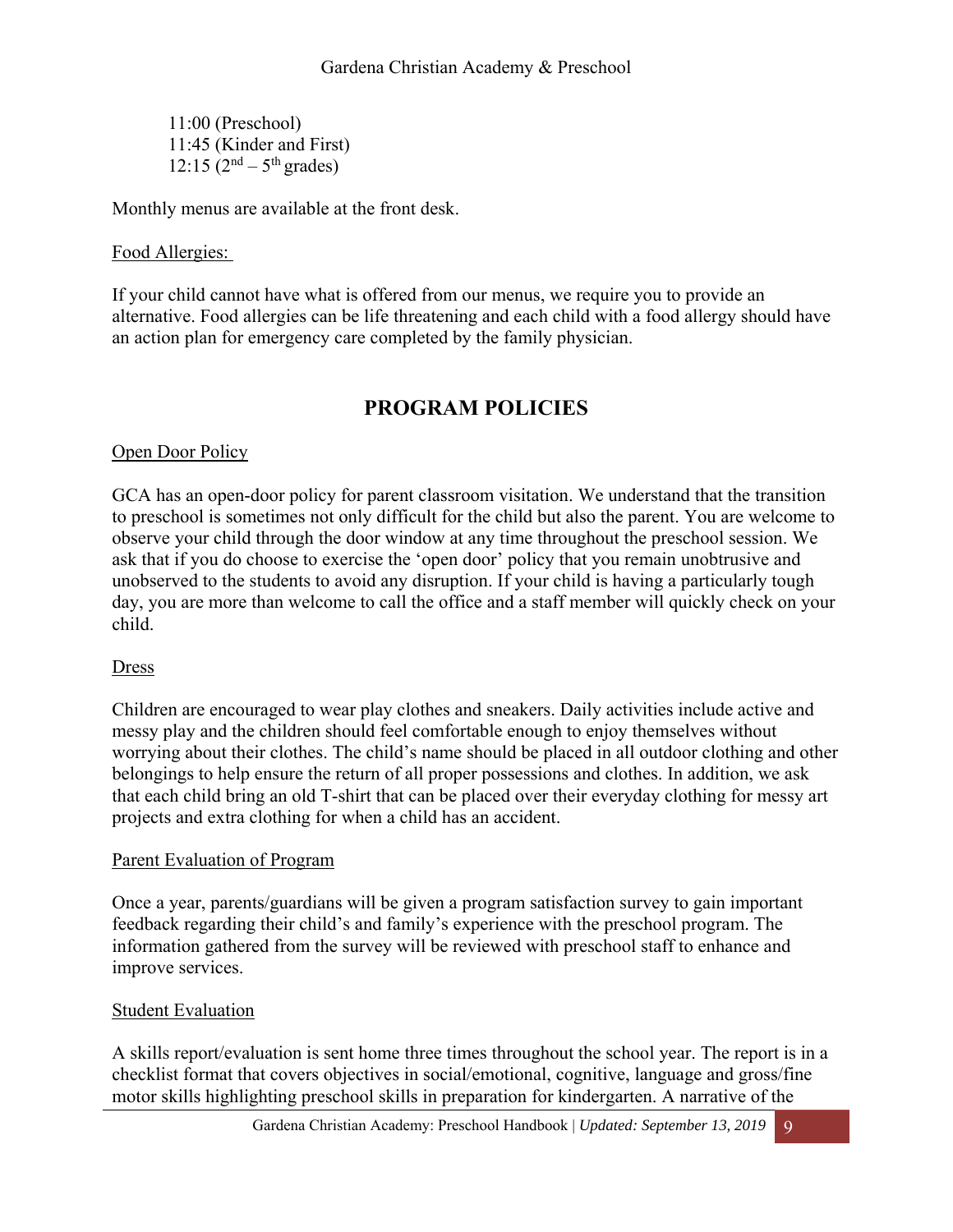11:00 (Preschool)
11:45 (Kinder and First)
12:15 ($2^{nd}$ – $5^{th}$ grades)

Monthly menus are available at the front desk.

Food Allergies:

If your child cannot have what is offered from our menus, we require you to provide an alternative. Food allergies can be life threatening and each child with a food allergy should have an action plan for emergency care completed by the family physician.

## PROGRAM POLICIES

Open Door Policy

GCA has an open-door policy for parent classroom visitation. We understand that the transition to preschool is sometimes not only difficult for the child but also the parent. You are welcome to observe your child through the door window at any time throughout the preschool session. We ask that if you do choose to exercise the 'open door' policy that you remain unobtrusive and unobserved to the students to avoid any disruption. If your child is having a particularly tough day, you are more than welcome to call the office and a staff member will quickly check on your child.

Dress

Children are encouraged to wear play clothes and sneakers. Daily activities include active and messy play and the children should feel comfortable enough to enjoy themselves without worrying about their clothes. The child's name should be placed in all outdoor clothing and other belongings to help ensure the return of all proper possessions and clothes. In addition, we ask that each child bring an old T-shirt that can be placed over their everyday clothing for messy art projects and extra clothing for when a child has an accident.

Parent Evaluation of Program

Once a year, parents/guardians will be given a program satisfaction survey to gain important feedback regarding their child's and family's experience with the preschool program. The information gathered from the survey will be reviewed with preschool staff to enhance and improve services.

Student Evaluation

A skills report/evaluation is sent home three times throughout the school year. The report is in a checklist format that covers objectives in social/emotional, cognitive, language and gross/fine motor skills highlighting preschool skills in preparation for kindergarten. A narrative of the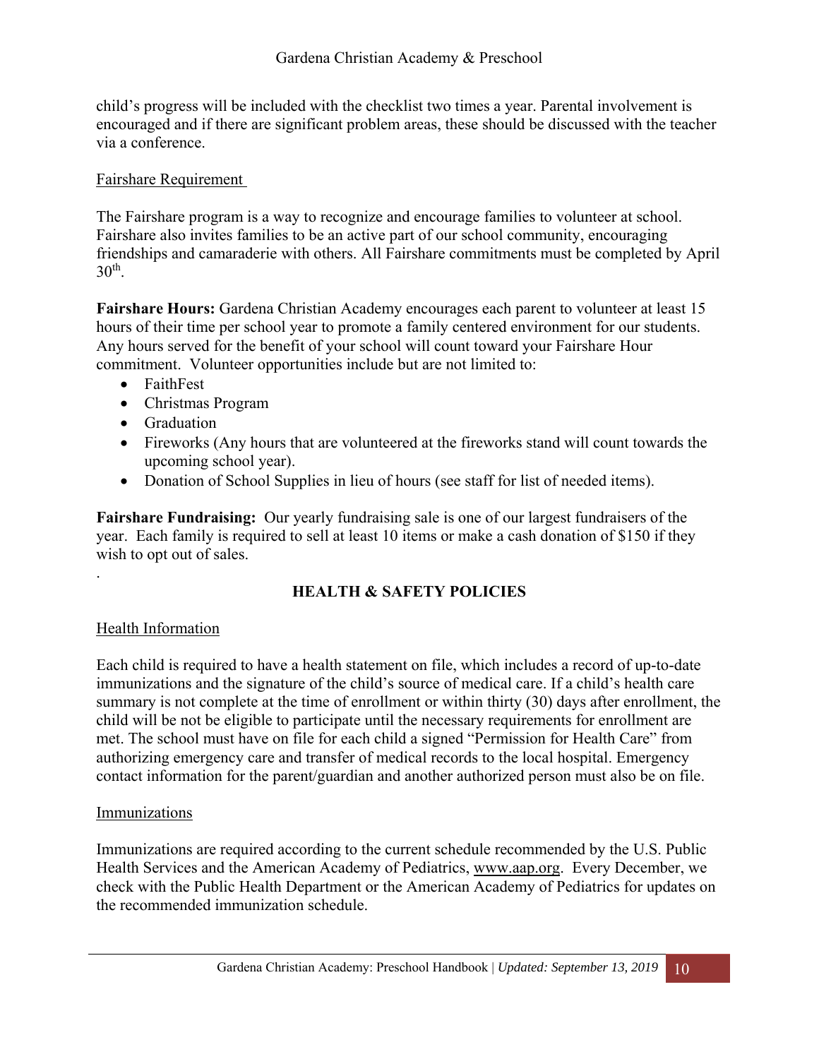child's progress will be included with the checklist two times a year. Parental involvement is encouraged and if there are significant problem areas, these should be discussed with the teacher via a conference.

### Fairshare Requirement

The Fairshare program is a way to recognize and encourage families to volunteer at school. Fairshare also invites families to be an active part of our school community, encouraging friendships and camaraderie with others. All Fairshare commitments must be completed by April 30th.

**Fairshare Hours:** Gardena Christian Academy encourages each parent to volunteer at least 15 hours of their time per school year to promote a family centered environment for our students. Any hours served for the benefit of your school will count toward your Fairshare Hour commitment. Volunteer opportunities include but are not limited to:

- FaithFest
- Christmas Program
- Graduation
- Fireworks (Any hours that are volunteered at the fireworks stand will count towards the upcoming school year).
- Donation of School Supplies in lieu of hours (see staff for list of needed items).

**Fairshare Fundraising:** Our yearly fundraising sale is one of our largest fundraisers of the year. Each family is required to sell at least 10 items or make a cash donation of $150 if they wish to opt out of sales.

.

## HEALTH & SAFETY POLICIES

### Health Information

Each child is required to have a health statement on file, which includes a record of up-to-date immunizations and the signature of the child's source of medical care. If a child's health care summary is not complete at the time of enrollment or within thirty (30) days after enrollment, the child will be not be eligible to participate until the necessary requirements for enrollment are met. The school must have on file for each child a signed "Permission for Health Care" from authorizing emergency care and transfer of medical records to the local hospital. Emergency contact information for the parent/guardian and another authorized person must also be on file.

### Immunizations

Immunizations are required according to the current schedule recommended by the U.S. Public Health Services and the American Academy of Pediatrics, www.aap.org. Every December, we check with the Public Health Department or the American Academy of Pediatrics for updates on the recommended immunization schedule.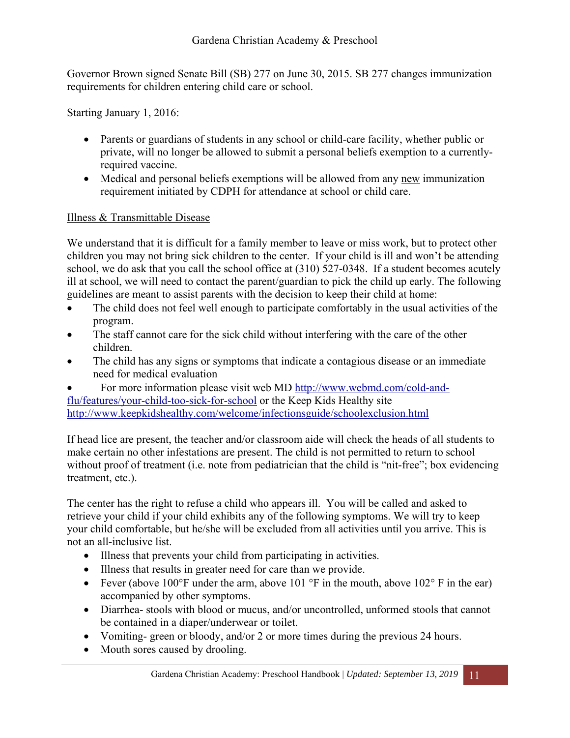Governor Brown signed Senate Bill (SB) 277 on June 30, 2015. SB 277 changes immunization requirements for children entering child care or school.

Starting January 1, 2016:

- Parents or guardians of students in any school or child-care facility, whether public or private, will no longer be allowed to submit a personal beliefs exemption to a currently-required vaccine.
- Medical and personal beliefs exemptions will be allowed from any new immunization requirement initiated by CDPH for attendance at school or child care.

Illness & Transmittable Disease

We understand that it is difficult for a family member to leave or miss work, but to protect other children you may not bring sick children to the center. If your child is ill and won't be attending school, we do ask that you call the school office at (310) 527-0348. If a student becomes acutely ill at school, we will need to contact the parent/guardian to pick the child up early. The following guidelines are meant to assist parents with the decision to keep their child at home:

- The child does not feel well enough to participate comfortably in the usual activities of the program.
- The staff cannot care for the sick child without interfering with the care of the other children.
- The child has any signs or symptoms that indicate a contagious disease or an immediate need for medical evaluation
- For more information please visit web MD http://www.webmd.com/cold-and-flu/features/your-child-too-sick-for-school or the Keep Kids Healthy site http://www.keepkidshealthy.com/welcome/infectionsguide/schoolexclusion.html

If head lice are present, the teacher and/or classroom aide will check the heads of all students to make certain no other infestations are present. The child is not permitted to return to school without proof of treatment (i.e. note from pediatrician that the child is "nit-free"; box evidencing treatment, etc.).

The center has the right to refuse a child who appears ill. You will be called and asked to retrieve your child if your child exhibits any of the following symptoms. We will try to keep your child comfortable, but he/she will be excluded from all activities until you arrive. This is not an all-inclusive list.

- Illness that prevents your child from participating in activities.
- Illness that results in greater need for care than we provide.
- Fever (above 100°F under the arm, above 101 °F in the mouth, above 102° F in the ear) accompanied by other symptoms.
- Diarrhea- stools with blood or mucus, and/or uncontrolled, unformed stools that cannot be contained in a diaper/underwear or toilet.
- Vomiting- green or bloody, and/or 2 or more times during the previous 24 hours.
- Mouth sores caused by drooling.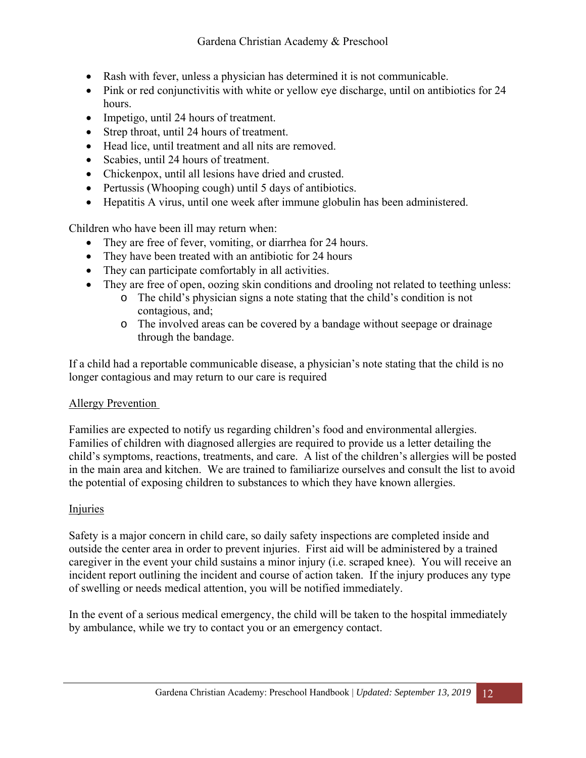- Rash with fever, unless a physician has determined it is not communicable.
- Pink or red conjunctivitis with white or yellow eye discharge, until on antibiotics for 24 hours.
- Impetigo, until 24 hours of treatment.
- Strep throat, until 24 hours of treatment.
- Head lice, until treatment and all nits are removed.
- Scabies, until 24 hours of treatment.
- Chickenpox, until all lesions have dried and crusted.
- Pertussis (Whooping cough) until 5 days of antibiotics.
- Hepatitis A virus, until one week after immune globulin has been administered.

Children who have been ill may return when:

- They are free of fever, vomiting, or diarrhea for 24 hours.
- They have been treated with an antibiotic for 24 hours
- They can participate comfortably in all activities.
- They are free of open, oozing skin conditions and drooling not related to teething unless:
  - The child's physician signs a note stating that the child's condition is not contagious, and;
  - The involved areas can be covered by a bandage without seepage or drainage through the bandage.

If a child had a reportable communicable disease, a physician's note stating that the child is no longer contagious and may return to our care is required

## Allergy Prevention

Families are expected to notify us regarding children's food and environmental allergies. Families of children with diagnosed allergies are required to provide us a letter detailing the child's symptoms, reactions, treatments, and care. A list of the children's allergies will be posted in the main area and kitchen. We are trained to familiarize ourselves and consult the list to avoid the potential of exposing children to substances to which they have known allergies.

## Injuries

Safety is a major concern in child care, so daily safety inspections are completed inside and outside the center area in order to prevent injuries. First aid will be administered by a trained caregiver in the event your child sustains a minor injury (i.e. scraped knee). You will receive an incident report outlining the incident and course of action taken. If the injury produces any type of swelling or needs medical attention, you will be notified immediately.

In the event of a serious medical emergency, the child will be taken to the hospital immediately by ambulance, while we try to contact you or an emergency contact.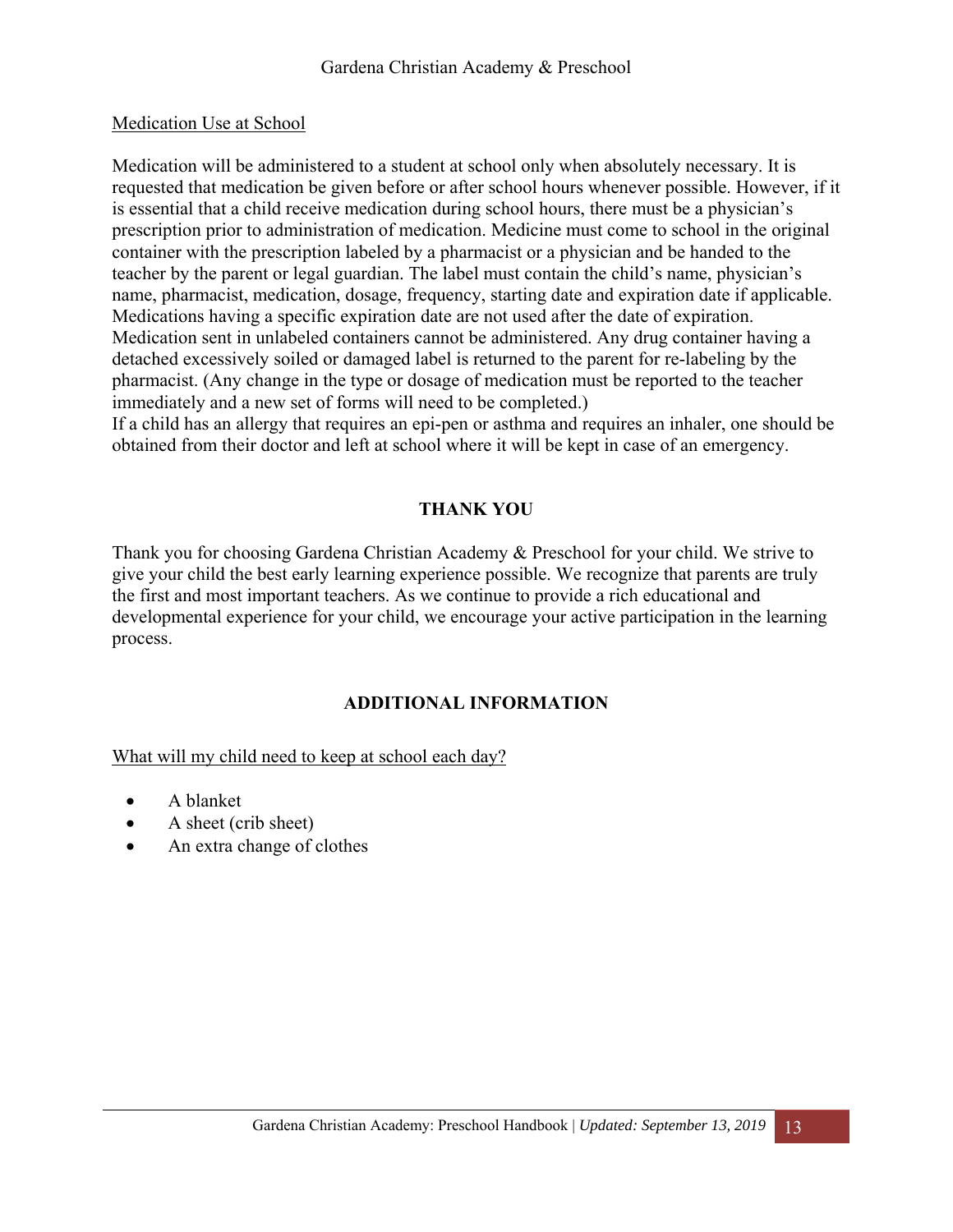Medication Use at School

Medication will be administered to a student at school only when absolutely necessary. It is requested that medication be given before or after school hours whenever possible. However, if it is essential that a child receive medication during school hours, there must be a physician's prescription prior to administration of medication. Medicine must come to school in the original container with the prescription labeled by a pharmacist or a physician and be handed to the teacher by the parent or legal guardian. The label must contain the child's name, physician's name, pharmacist, medication, dosage, frequency, starting date and expiration date if applicable. Medications having a specific expiration date are not used after the date of expiration. Medication sent in unlabeled containers cannot be administered. Any drug container having a detached excessively soiled or damaged label is returned to the parent for re-labeling by the pharmacist. (Any change in the type or dosage of medication must be reported to the teacher immediately and a new set of forms will need to be completed.)
If a child has an allergy that requires an epi-pen or asthma and requires an inhaler, one should be obtained from their doctor and left at school where it will be kept in case of an emergency.

## THANK YOU

Thank you for choosing Gardena Christian Academy & Preschool for your child. We strive to give your child the best early learning experience possible. We recognize that parents are truly the first and most important teachers. As we continue to provide a rich educational and developmental experience for your child, we encourage your active participation in the learning process.

## ADDITIONAL INFORMATION

What will my child need to keep at school each day?

- A blanket
- A sheet (crib sheet)
- An extra change of clothes